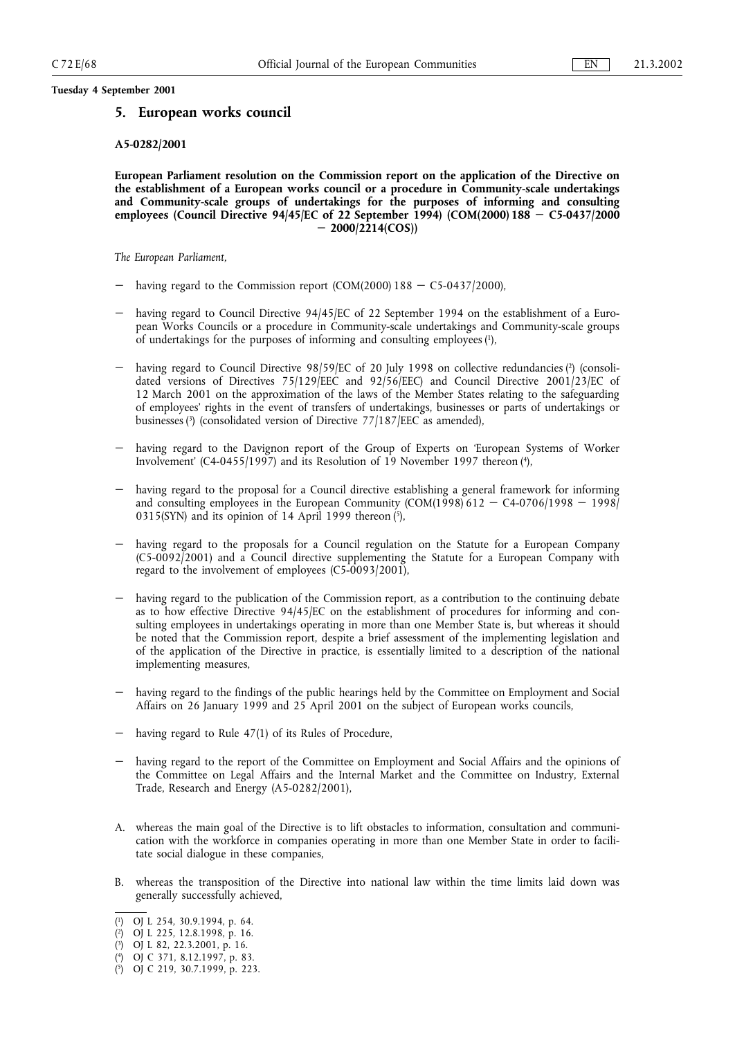**Tuesday 4 September 2001**

## 5. European works council

**A5-0282/2001**

**European Parliament resolution on the Commission report on the application of the Directive on the establishment of a European works council or a procedure in Community-scale undertakings and Community-scale groups of undertakings for the purposes of informing and consulting employees (Council Directive 94/45/EC of 22 September 1994) (COM(2000) 188 — C5-0437/2000 — 2000/2214(COS))**

*The European Parliament,*

— having regard to the Commission report (COM(2000) 188 — C5-0437/2000),

— having regard to Council Directive 94/45/EC of 22 September 1994 on the establishment of a European Works Councils or a procedure in Community-scale undertakings and Community-scale groups of undertakings for the purposes of informing and consulting employees [1],

— having regard to Council Directive 98/59/EC of 20 July 1998 on collective redundancies [2] (consolidated versions of Directives 75/129/EEC and 92/56/EEC) and Council Directive 2001/23/EC of 12 March 2001 on the approximation of the laws of the Member States relating to the safeguarding of employees' rights in the event of transfers of undertakings, businesses or parts of undertakings or businesses [3] (consolidated version of Directive 77/187/EEC as amended),

— having regard to the Davignon report of the Group of Experts on 'European Systems of Worker Involvement' (C4-0455/1997) and its Resolution of 19 November 1997 thereon [4],

— having regard to the proposal for a Council directive establishing a general framework for informing and consulting employees in the European Community (COM(1998) 612 — C4-0706/1998 — 1998/0315(SYN) and its opinion of 14 April 1999 thereon [5],

— having regard to the proposals for a Council regulation on the Statute for a European Company (C5-0092/2001) and a Council directive supplementing the Statute for a European Company with regard to the involvement of employees (C5-0093/2001),

— having regard to the publication of the Commission report, as a contribution to the continuing debate as to how effective Directive 94/45/EC on the establishment of procedures for informing and consulting employees in undertakings operating in more than one Member State is, but whereas it should be noted that the Commission report, despite a brief assessment of the implementing legislation and of the application of the Directive in practice, is essentially limited to a description of the national implementing measures,

— having regard to the findings of the public hearings held by the Committee on Employment and Social Affairs on 26 January 1999 and 25 April 2001 on the subject of European works councils,

— having regard to Rule 47(1) of its Rules of Procedure,

— having regard to the report of the Committee on Employment and Social Affairs and the opinions of the Committee on Legal Affairs and the Internal Market and the Committee on Industry, External Trade, Research and Energy (A5-0282/2001),

A. whereas the main goal of the Directive is to lift obstacles to information, consultation and communication with the workforce in companies operating in more than one Member State in order to facilitate social dialogue in these companies,

B. whereas the transposition of the Directive into national law within the time limits laid down was generally successfully achieved,

---

[1] OJ L 254, 30.9.1994, p. 64.
[2] OJ L 225, 12.8.1998, p. 16.
[3] OJ L 82, 22.3.2001, p. 16.
[4] OJ C 371, 8.12.1997, p. 83.
[5] OJ C 219, 30.7.1999, p. 223.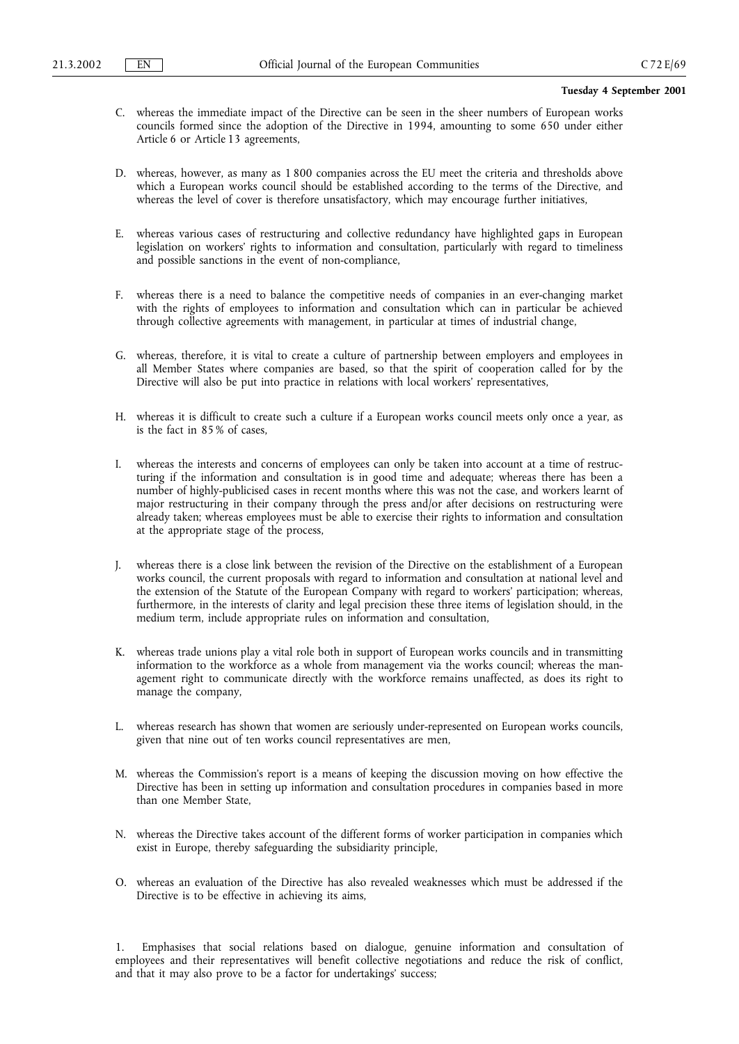C. whereas the immediate impact of the Directive can be seen in the sheer numbers of European works councils formed since the adoption of the Directive in 1994, amounting to some 650 under either Article 6 or Article 13 agreements,

D. whereas, however, as many as 1 800 companies across the EU meet the criteria and thresholds above which a European works council should be established according to the terms of the Directive, and whereas the level of cover is therefore unsatisfactory, which may encourage further initiatives,

E. whereas various cases of restructuring and collective redundancy have highlighted gaps in European legislation on workers' rights to information and consultation, particularly with regard to timeliness and possible sanctions in the event of non-compliance,

F. whereas there is a need to balance the competitive needs of companies in an ever-changing market with the rights of employees to information and consultation which can in particular be achieved through collective agreements with management, in particular at times of industrial change,

G. whereas, therefore, it is vital to create a culture of partnership between employers and employees in all Member States where companies are based, so that the spirit of cooperation called for by the Directive will also be put into practice in relations with local workers' representatives,

H. whereas it is difficult to create such a culture if a European works council meets only once a year, as is the fact in 85 % of cases,

I. whereas the interests and concerns of employees can only be taken into account at a time of restructuring if the information and consultation is in good time and adequate; whereas there has been a number of highly-publicised cases in recent months where this was not the case, and workers learnt of major restructuring in their company through the press and/or after decisions on restructuring were already taken; whereas employees must be able to exercise their rights to information and consultation at the appropriate stage of the process,

J. whereas there is a close link between the revision of the Directive on the establishment of a European works council, the current proposals with regard to information and consultation at national level and the extension of the Statute of the European Company with regard to workers' participation; whereas, furthermore, in the interests of clarity and legal precision these three items of legislation should, in the medium term, include appropriate rules on information and consultation,

K. whereas trade unions play a vital role both in support of European works councils and in transmitting information to the workforce as a whole from management via the works council; whereas the management right to communicate directly with the workforce remains unaffected, as does its right to manage the company,

L. whereas research has shown that women are seriously under-represented on European works councils, given that nine out of ten works council representatives are men,

M. whereas the Commission's report is a means of keeping the discussion moving on how effective the Directive has been in setting up information and consultation procedures in companies based in more than one Member State,

N. whereas the Directive takes account of the different forms of worker participation in companies which exist in Europe, thereby safeguarding the subsidiarity principle,

O. whereas an evaluation of the Directive has also revealed weaknesses which must be addressed if the Directive is to be effective in achieving its aims,

1. Emphasises that social relations based on dialogue, genuine information and consultation of employees and their representatives will benefit collective negotiations and reduce the risk of conflict, and that it may also prove to be a factor for undertakings' success;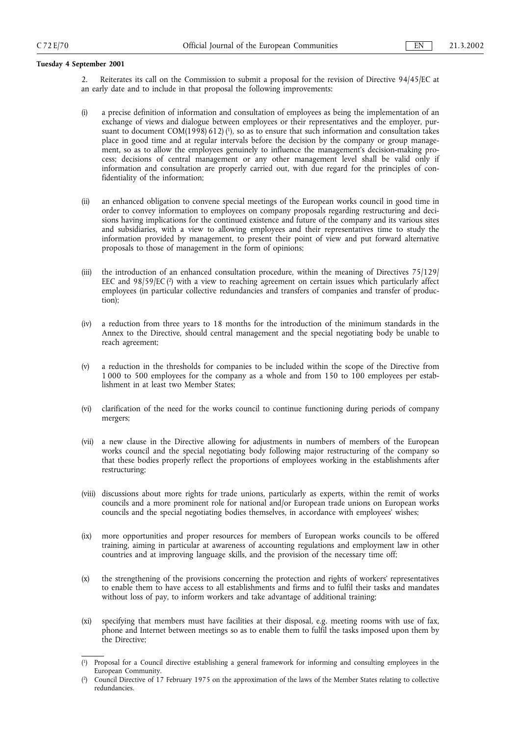**Tuesday 4 September 2001**

2. Reiterates its call on the Commission to submit a proposal for the revision of Directive 94/45/EC at an early date and to include in that proposal the following improvements:

(i) a precise definition of information and consultation of employees as being the implementation of an exchange of views and dialogue between employees or their representatives and the employer, pursuant to document COM(1998) 612) [1], so as to ensure that such information and consultation takes place in good time and at regular intervals before the decision by the company or group management, so as to allow the employees genuinely to influence the management's decision-making process; decisions of central management or any other management level shall be valid only if information and consultation are properly carried out, with due regard for the principles of confidentiality of the information;

(ii) an enhanced obligation to convene special meetings of the European works council in good time in order to convey information to employees on company proposals regarding restructuring and decisions having implications for the continued existence and future of the company and its various sites and subsidiaries, with a view to allowing employees and their representatives time to study the information provided by management, to present their point of view and put forward alternative proposals to those of management in the form of opinions;

(iii) the introduction of an enhanced consultation procedure, within the meaning of Directives 75/129/EEC and 98/59/EC [2] with a view to reaching agreement on certain issues which particularly affect employees (in particular collective redundancies and transfers of companies and transfer of production);

(iv) a reduction from three years to 18 months for the introduction of the minimum standards in the Annex to the Directive, should central management and the special negotiating body be unable to reach agreement;

(v) a reduction in the thresholds for companies to be included within the scope of the Directive from 1 000 to 500 employees for the company as a whole and from 150 to 100 employees per establishment in at least two Member States;

(vi) clarification of the need for the works council to continue functioning during periods of company mergers;

(vii) a new clause in the Directive allowing for adjustments in numbers of members of the European works council and the special negotiating body following major restructuring of the company so that these bodies properly reflect the proportions of employees working in the establishments after restructuring;

(viii) discussions about more rights for trade unions, particularly as experts, within the remit of works councils and a more prominent role for national and/or European trade unions on European works councils and the special negotiating bodies themselves, in accordance with employees' wishes;

(ix) more opportunities and proper resources for members of European works councils to be offered training, aiming in particular at awareness of accounting regulations and employment law in other countries and at improving language skills, and the provision of the necessary time off;

(x) the strengthening of the provisions concerning the protection and rights of workers' representatives to enable them to have access to all establishments and firms and to fulfil their tasks and mandates without loss of pay, to inform workers and take advantage of additional training;

(xi) specifying that members must have facilities at their disposal, e.g. meeting rooms with use of fax, phone and Internet between meetings so as to enable them to fulfil the tasks imposed upon them by the Directive;

---

[1] Proposal for a Council directive establishing a general framework for informing and consulting employees in the European Community.

[2] Council Directive of 17 February 1975 on the approximation of the laws of the Member States relating to collective redundancies.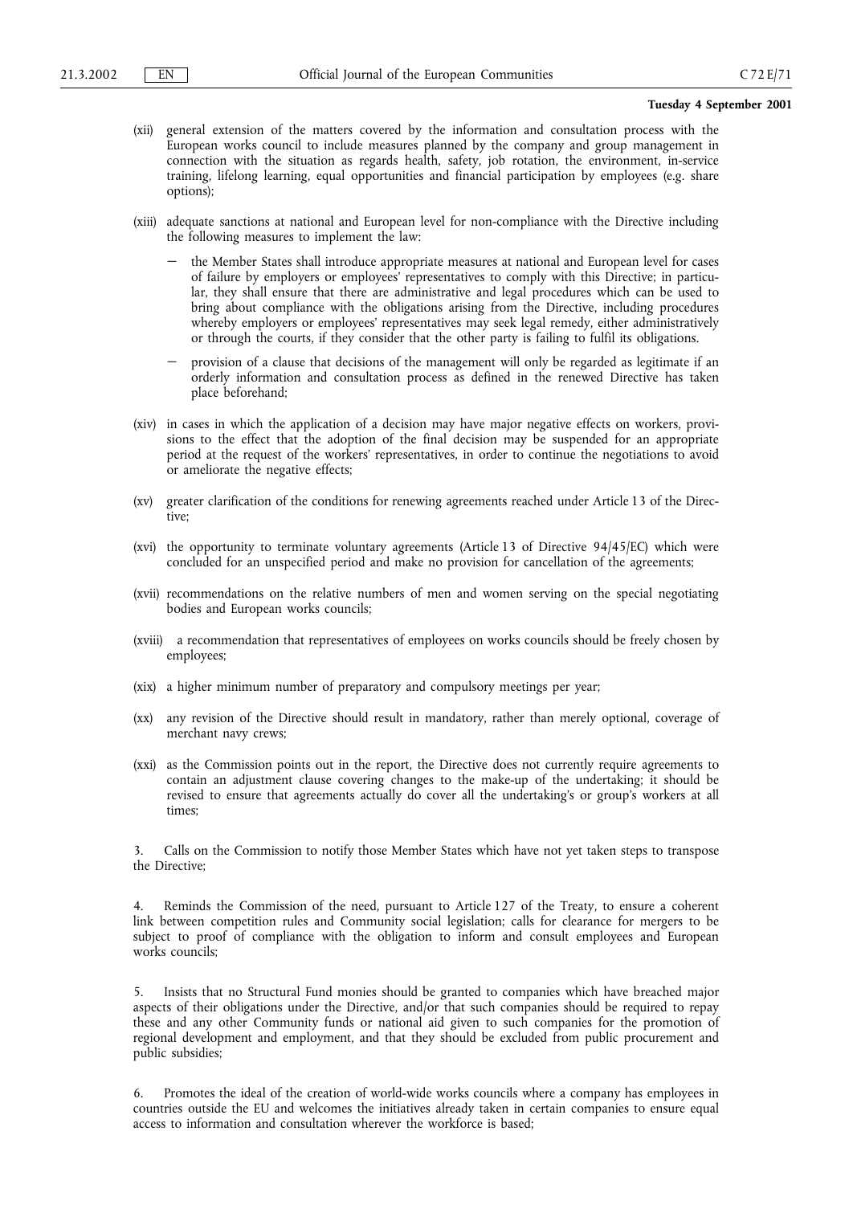(xii) general extension of the matters covered by the information and consultation process with the European works council to include measures planned by the company and group management in connection with the situation as regards health, safety, job rotation, the environment, in-service training, lifelong learning, equal opportunities and financial participation by employees (e.g. share options);

(xiii) adequate sanctions at national and European level for non-compliance with the Directive including the following measures to implement the law:

- the Member States shall introduce appropriate measures at national and European level for cases of failure by employers or employees' representatives to comply with this Directive; in particular, they shall ensure that there are administrative and legal procedures which can be used to bring about compliance with the obligations arising from the Directive, including procedures whereby employers or employees' representatives may seek legal remedy, either administratively or through the courts, if they consider that the other party is failing to fulfil its obligations.
- provision of a clause that decisions of the management will only be regarded as legitimate if an orderly information and consultation process as defined in the renewed Directive has taken place beforehand;

(xiv) in cases in which the application of a decision may have major negative effects on workers, provisions to the effect that the adoption of the final decision may be suspended for an appropriate period at the request of the workers' representatives, in order to continue the negotiations to avoid or ameliorate the negative effects;

(xv) greater clarification of the conditions for renewing agreements reached under Article 13 of the Directive;

(xvi) the opportunity to terminate voluntary agreements (Article 13 of Directive 94/45/EC) which were concluded for an unspecified period and make no provision for cancellation of the agreements;

(xvii) recommendations on the relative numbers of men and women serving on the special negotiating bodies and European works councils;

(xviii) a recommendation that representatives of employees on works councils should be freely chosen by employees;

(xix) a higher minimum number of preparatory and compulsory meetings per year;

(xx) any revision of the Directive should result in mandatory, rather than merely optional, coverage of merchant navy crews;

(xxi) as the Commission points out in the report, the Directive does not currently require agreements to contain an adjustment clause covering changes to the make-up of the undertaking; it should be revised to ensure that agreements actually do cover all the undertaking's or group's workers at all times;

3. Calls on the Commission to notify those Member States which have not yet taken steps to transpose the Directive;

4. Reminds the Commission of the need, pursuant to Article 127 of the Treaty, to ensure a coherent link between competition rules and Community social legislation; calls for clearance for mergers to be subject to proof of compliance with the obligation to inform and consult employees and European works councils;

5. Insists that no Structural Fund monies should be granted to companies which have breached major aspects of their obligations under the Directive, and/or that such companies should be required to repay these and any other Community funds or national aid given to such companies for the promotion of regional development and employment, and that they should be excluded from public procurement and public subsidies;

6. Promotes the ideal of the creation of world-wide works councils where a company has employees in countries outside the EU and welcomes the initiatives already taken in certain companies to ensure equal access to information and consultation wherever the workforce is based;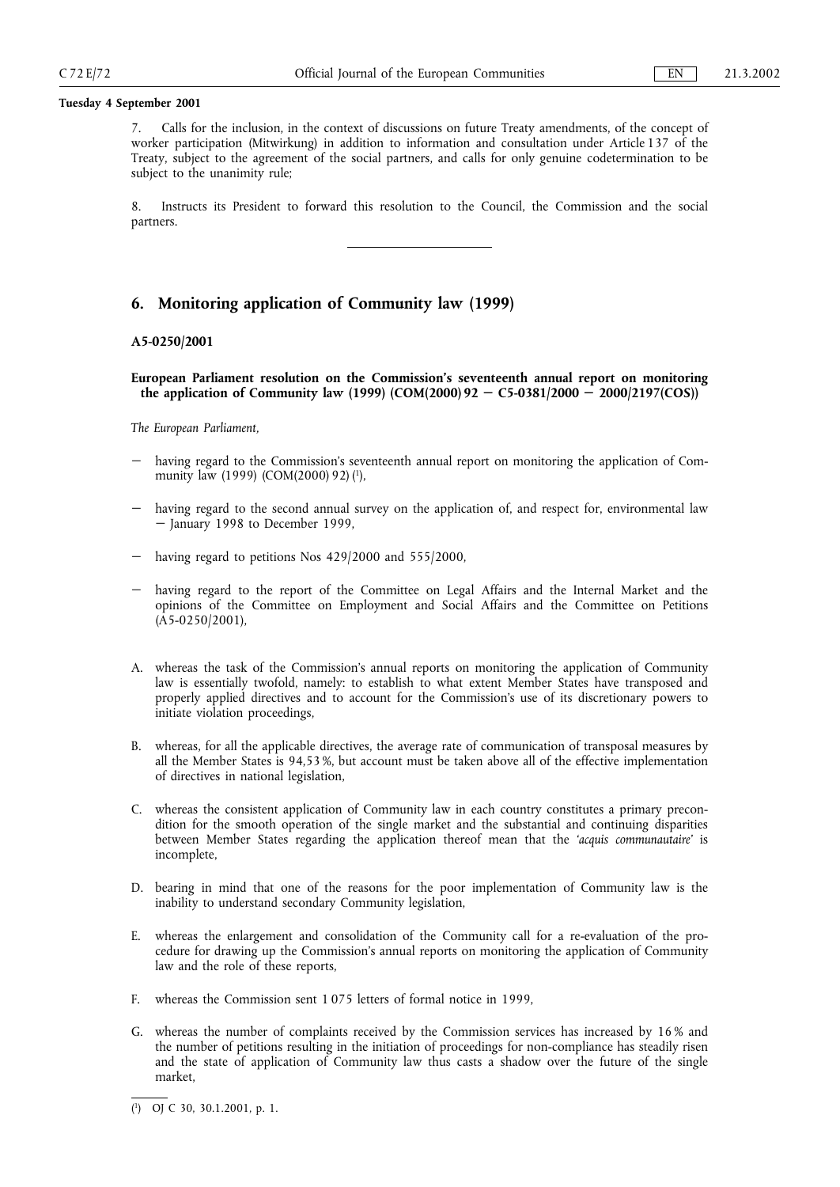**Tuesday 4 September 2001**

7. Calls for the inclusion, in the context of discussions on future Treaty amendments, of the concept of worker participation (Mitwirkung) in addition to information and consultation under Article 137 of the Treaty, subject to the agreement of the social partners, and calls for only genuine codetermination to be subject to the unanimity rule;

8. Instructs its President to forward this resolution to the Council, the Commission and the social partners.

---

## 6. Monitoring application of Community law (1999)

**A5-0250/2001**

**European Parliament resolution on the Commission's seventeenth annual report on monitoring the application of Community law (1999) (COM(2000) 92 — C5-0381/2000 — 2000/2197(COS))**

*The European Parliament,*

— having regard to the Commission's seventeenth annual report on monitoring the application of Community law (1999) (COM(2000) 92) [1],

— having regard to the second annual survey on the application of, and respect for, environmental law — January 1998 to December 1999,

— having regard to petitions Nos 429/2000 and 555/2000,

— having regard to the report of the Committee on Legal Affairs and the Internal Market and the opinions of the Committee on Employment and Social Affairs and the Committee on Petitions (A5-0250/2001),

A. whereas the task of the Commission's annual reports on monitoring the application of Community law is essentially twofold, namely: to establish to what extent Member States have transposed and properly applied directives and to account for the Commission's use of its discretionary powers to initiate violation proceedings,

B. whereas, for all the applicable directives, the average rate of communication of transposal measures by all the Member States is 94,53 %, but account must be taken above all of the effective implementation of directives in national legislation,

C. whereas the consistent application of Community law in each country constitutes a primary precondition for the smooth operation of the single market and the substantial and continuing disparities between Member States regarding the application thereof mean that the *'acquis communautaire'* is incomplete,

D. bearing in mind that one of the reasons for the poor implementation of Community law is the inability to understand secondary Community legislation,

E. whereas the enlargement and consolidation of the Community call for a re-evaluation of the procedure for drawing up the Commission's annual reports on monitoring the application of Community law and the role of these reports,

F. whereas the Commission sent 1 075 letters of formal notice in 1999,

G. whereas the number of complaints received by the Commission services has increased by 16 % and the number of petitions resulting in the initiation of proceedings for non-compliance has steadily risen and the state of application of Community law thus casts a shadow over the future of the single market,

---

[1] OJ C 30, 30.1.2001, p. 1.